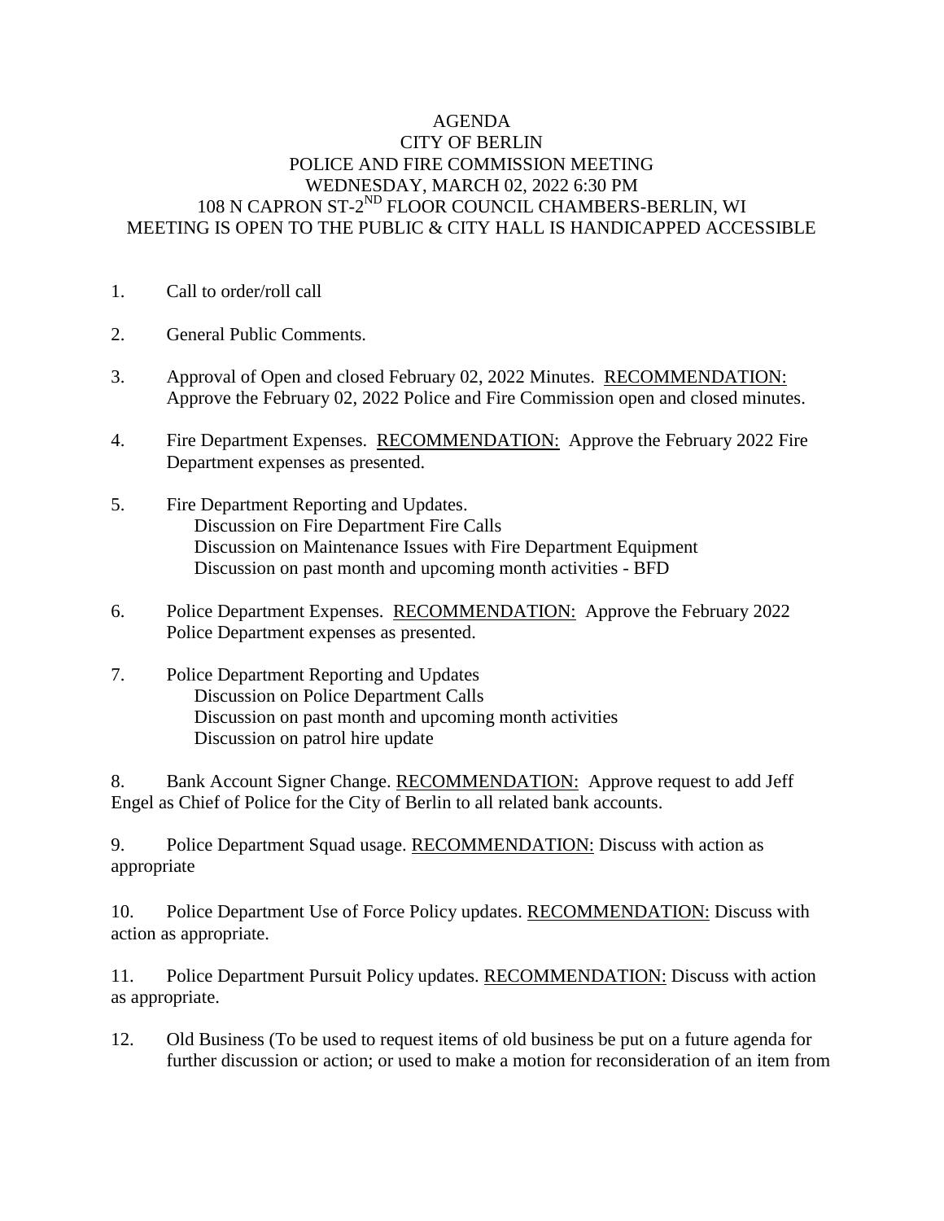# AGENDA
## CITY OF BERLIN
## POLICE AND FIRE COMMISSION MEETING
## WEDNESDAY, MARCH 02, 2022 6:30 PM
## 108 N CAPRON ST-2ND FLOOR COUNCIL CHAMBERS-BERLIN, WI
## MEETING IS OPEN TO THE PUBLIC & CITY HALL IS HANDICAPPED ACCESSIBLE

1. Call to order/roll call

2. General Public Comments.

3. Approval of Open and closed February 02, 2022 Minutes. RECOMMENDATION: Approve the February 02, 2022 Police and Fire Commission open and closed minutes.

4. Fire Department Expenses. RECOMMENDATION: Approve the February 2022 Fire Department expenses as presented.

5. Fire Department Reporting and Updates.
   - Discussion on Fire Department Fire Calls
   - Discussion on Maintenance Issues with Fire Department Equipment
   - Discussion on past month and upcoming month activities - BFD

6. Police Department Expenses. RECOMMENDATION: Approve the February 2022 Police Department expenses as presented.

7. Police Department Reporting and Updates
   - Discussion on Police Department Calls
   - Discussion on past month and upcoming month activities
   - Discussion on patrol hire update

8. Bank Account Signer Change. RECOMMENDATION: Approve request to add Jeff Engel as Chief of Police for the City of Berlin to all related bank accounts.

9. Police Department Squad usage. RECOMMENDATION: Discuss with action as appropriate

10. Police Department Use of Force Policy updates. RECOMMENDATION: Discuss with action as appropriate.

11. Police Department Pursuit Policy updates. RECOMMENDATION: Discuss with action as appropriate.

12. Old Business (To be used to request items of old business be put on a future agenda for further discussion or action; or used to make a motion for reconsideration of an item from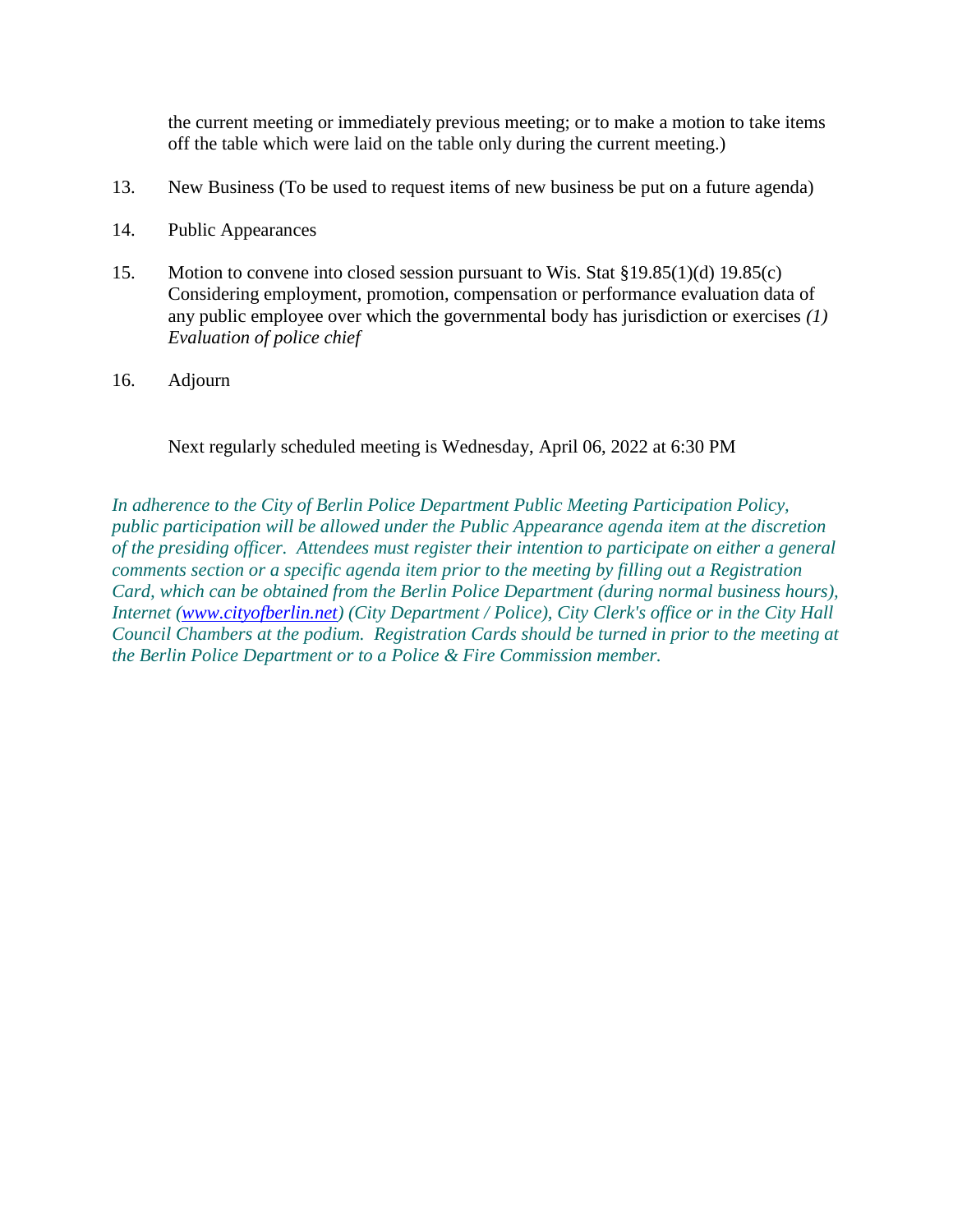the current meeting or immediately previous meeting; or to make a motion to take items off the table which were laid on the table only during the current meeting.)

13. New Business (To be used to request items of new business be put on a future agenda)

14. Public Appearances

15. Motion to convene into closed session pursuant to Wis. Stat §19.85(1)(d) 19.85(c) Considering employment, promotion, compensation or performance evaluation data of any public employee over which the governmental body has jurisdiction or exercises *(1) Evaluation of police chief*

16. Adjourn

Next regularly scheduled meeting is Wednesday, April 06, 2022 at 6:30 PM

*In adherence to the City of Berlin Police Department Public Meeting Participation Policy, public participation will be allowed under the Public Appearance agenda item at the discretion of the presiding officer. Attendees must register their intention to participate on either a general comments section or a specific agenda item prior to the meeting by filling out a Registration Card, which can be obtained from the Berlin Police Department (during normal business hours), Internet ([www.cityofberlin.net](http://www.cityofberlin.net)) (City Department / Police), City Clerk's office or in the City Hall Council Chambers at the podium. Registration Cards should be turned in prior to the meeting at the Berlin Police Department or to a Police & Fire Commission member.*